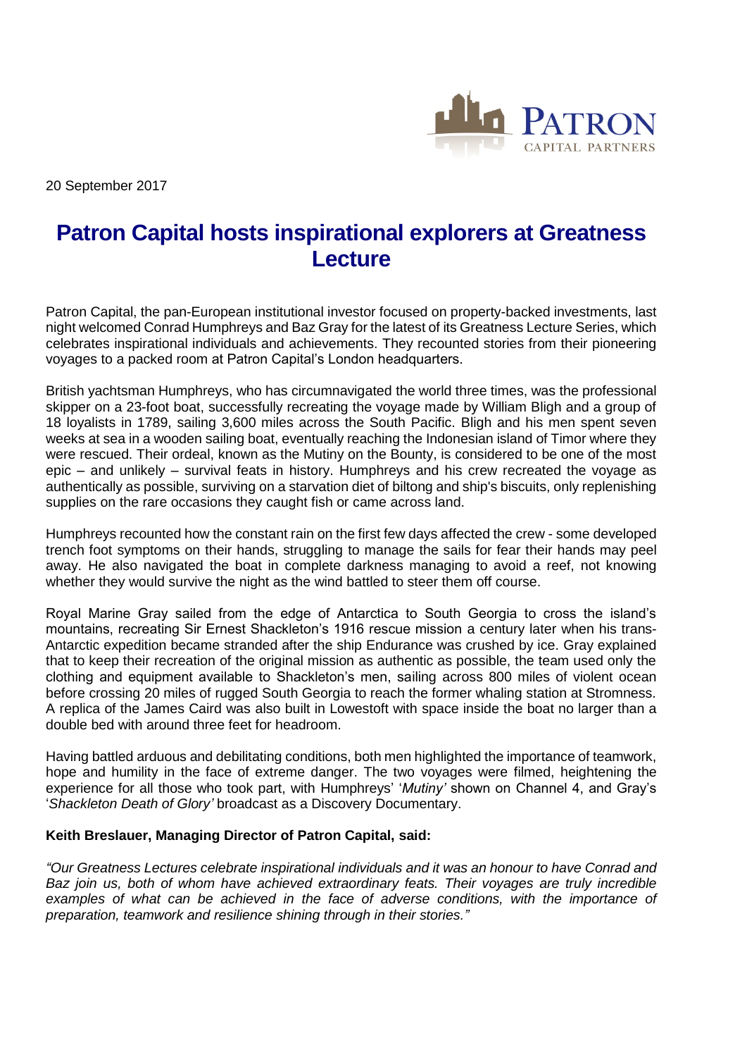PATRON CAPITAL PARTNERS

20 September 2017

# Patron Capital hosts inspirational explorers at Greatness Lecture

Patron Capital, the pan-European institutional investor focused on property-backed investments, last night welcomed Conrad Humphreys and Baz Gray for the latest of its Greatness Lecture Series, which celebrates inspirational individuals and achievements. They recounted stories from their pioneering voyages to a packed room at Patron Capital's London headquarters.

British yachtsman Humphreys, who has circumnavigated the world three times, was the professional skipper on a 23-foot boat, successfully recreating the voyage made by William Bligh and a group of 18 loyalists in 1789, sailing 3,600 miles across the South Pacific. Bligh and his men spent seven weeks at sea in a wooden sailing boat, eventually reaching the Indonesian island of Timor where they were rescued. Their ordeal, known as the Mutiny on the Bounty, is considered to be one of the most epic – and unlikely – survival feats in history. Humphreys and his crew recreated the voyage as authentically as possible, surviving on a starvation diet of biltong and ship's biscuits, only replenishing supplies on the rare occasions they caught fish or came across land.

Humphreys recounted how the constant rain on the first few days affected the crew - some developed trench foot symptoms on their hands, struggling to manage the sails for fear their hands may peel away. He also navigated the boat in complete darkness managing to avoid a reef, not knowing whether they would survive the night as the wind battled to steer them off course.

Royal Marine Gray sailed from the edge of Antarctica to South Georgia to cross the island's mountains, recreating Sir Ernest Shackleton's 1916 rescue mission a century later when his trans-Antarctic expedition became stranded after the ship Endurance was crushed by ice. Gray explained that to keep their recreation of the original mission as authentic as possible, the team used only the clothing and equipment available to Shackleton's men, sailing across 800 miles of violent ocean before crossing 20 miles of rugged South Georgia to reach the former whaling station at Stromness. A replica of the James Caird was also built in Lowestoft with space inside the boat no larger than a double bed with around three feet for headroom.

Having battled arduous and debilitating conditions, both men highlighted the importance of teamwork, hope and humility in the face of extreme danger. The two voyages were filmed, heightening the experience for all those who took part, with Humphreys' '*Mutiny*' shown on Channel 4, and Gray's '*Shackleton Death of Glory*' broadcast as a Discovery Documentary.

**Keith Breslauer, Managing Director of Patron Capital, said:**

*"Our Greatness Lectures celebrate inspirational individuals and it was an honour to have Conrad and Baz join us, both of whom have achieved extraordinary feats. Their voyages are truly incredible examples of what can be achieved in the face of adverse conditions, with the importance of preparation, teamwork and resilience shining through in their stories."*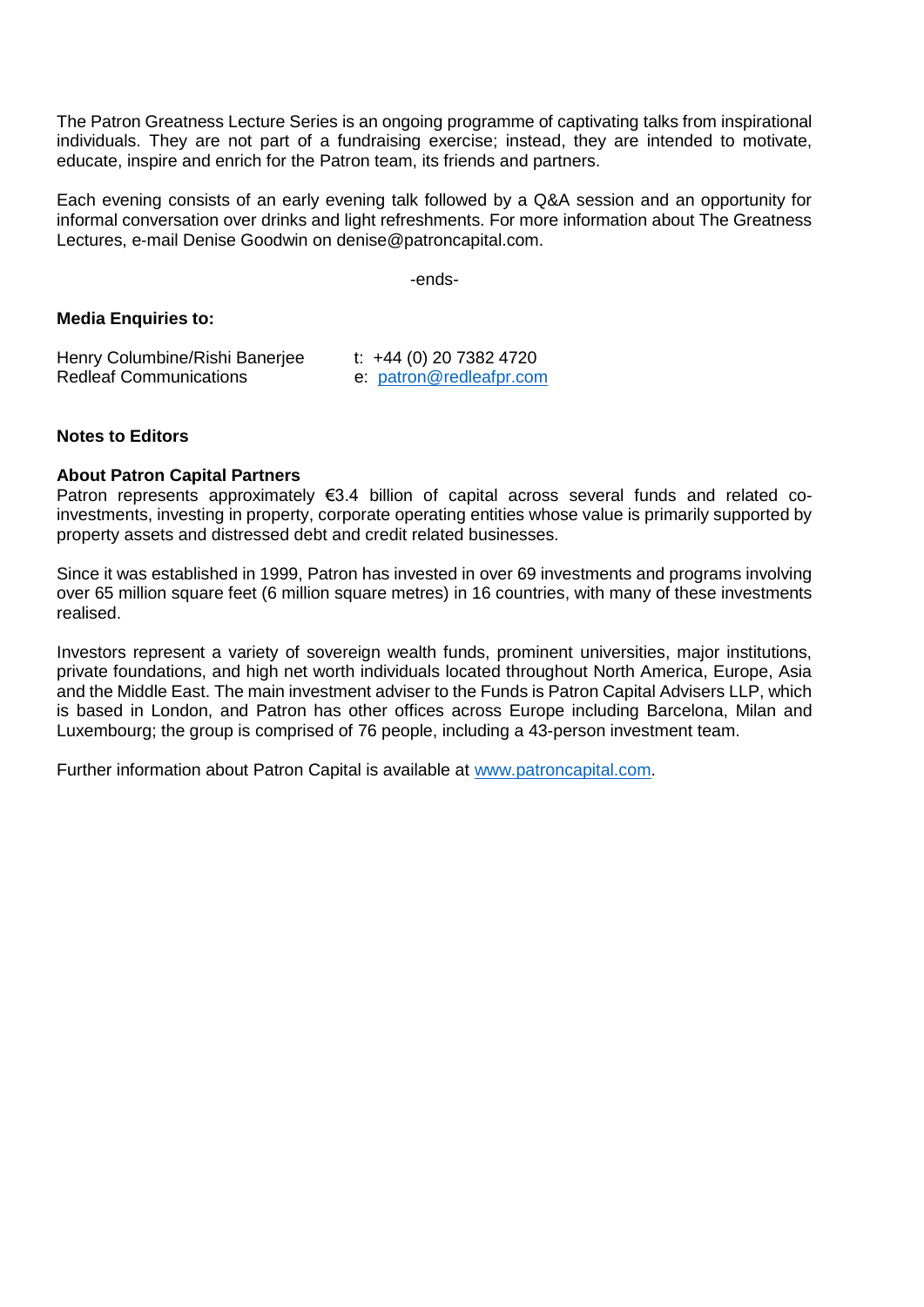The Patron Greatness Lecture Series is an ongoing programme of captivating talks from inspirational individuals. They are not part of a fundraising exercise; instead, they are intended to motivate, educate, inspire and enrich for the Patron team, its friends and partners.

Each evening consists of an early evening talk followed by a Q&A session and an opportunity for informal conversation over drinks and light refreshments. For more information about The Greatness Lectures, e-mail Denise Goodwin on denise@patroncapital.com.

-ends-

**Media Enquiries to:**

| Henry Columbine/Rishi Banerjee | t: +44 (0) 20 7382 4720 |
|---|---|
| Redleaf Communications | e: patron@redleafpr.com |

**Notes to Editors**

**About Patron Capital Partners**

Patron represents approximately €3.4 billion of capital across several funds and related co-investments, investing in property, corporate operating entities whose value is primarily supported by property assets and distressed debt and credit related businesses.

Since it was established in 1999, Patron has invested in over 69 investments and programs involving over 65 million square feet (6 million square metres) in 16 countries, with many of these investments realised.

Investors represent a variety of sovereign wealth funds, prominent universities, major institutions, private foundations, and high net worth individuals located throughout North America, Europe, Asia and the Middle East. The main investment adviser to the Funds is Patron Capital Advisers LLP, which is based in London, and Patron has other offices across Europe including Barcelona, Milan and Luxembourg; the group is comprised of 76 people, including a 43-person investment team.

Further information about Patron Capital is available at www.patroncapital.com.